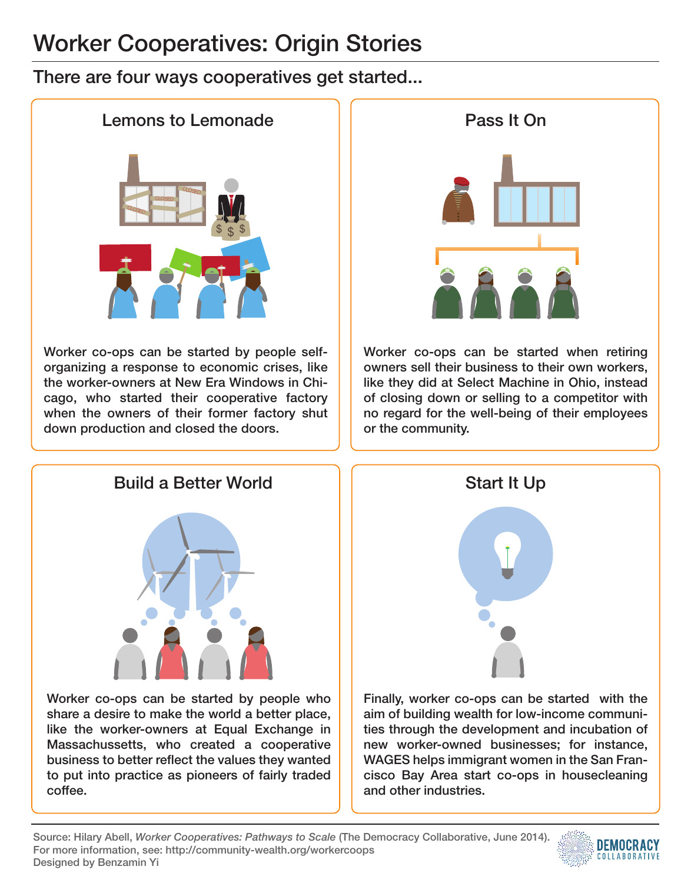# Worker Cooperatives: Origin Stories

## There are four ways cooperatives get started...

### Lemons to Lemonade

Worker co-ops can be started by people self-organizing a response to economic crises, like the worker-owners at New Era Windows in Chicago, who started their cooperative factory when the owners of their former factory shut down production and closed the doors.

### Pass It On

Worker co-ops can be started when retiring owners sell their business to their own workers, like they did at Select Machine in Ohio, instead of closing down or selling to a competitor with no regard for the well-being of their employees or the community.

### Build a Better World

Worker co-ops can be started by people who share a desire to make the world a better place, like the worker-owners at Equal Exchange in Massachussetts, who created a cooperative business to better reflect the values they wanted to put into practice as pioneers of fairly traded coffee.

### Start It Up

Finally, worker co-ops can be started with the aim of building wealth for low-income communities through the development and incubation of new worker-owned businesses; for instance, WAGES helps immigrant women in the San Francisco Bay Area start co-ops in housecleaning and other industries.

---

Source: Hilary Abell, *Worker Cooperatives: Pathways to Scale* (The Democracy Collaborative, June 2014).
For more information, see: http://community-wealth.org/workercoops
Designed by Benzamin Yi

DEMOCRACY COLLABORATIVE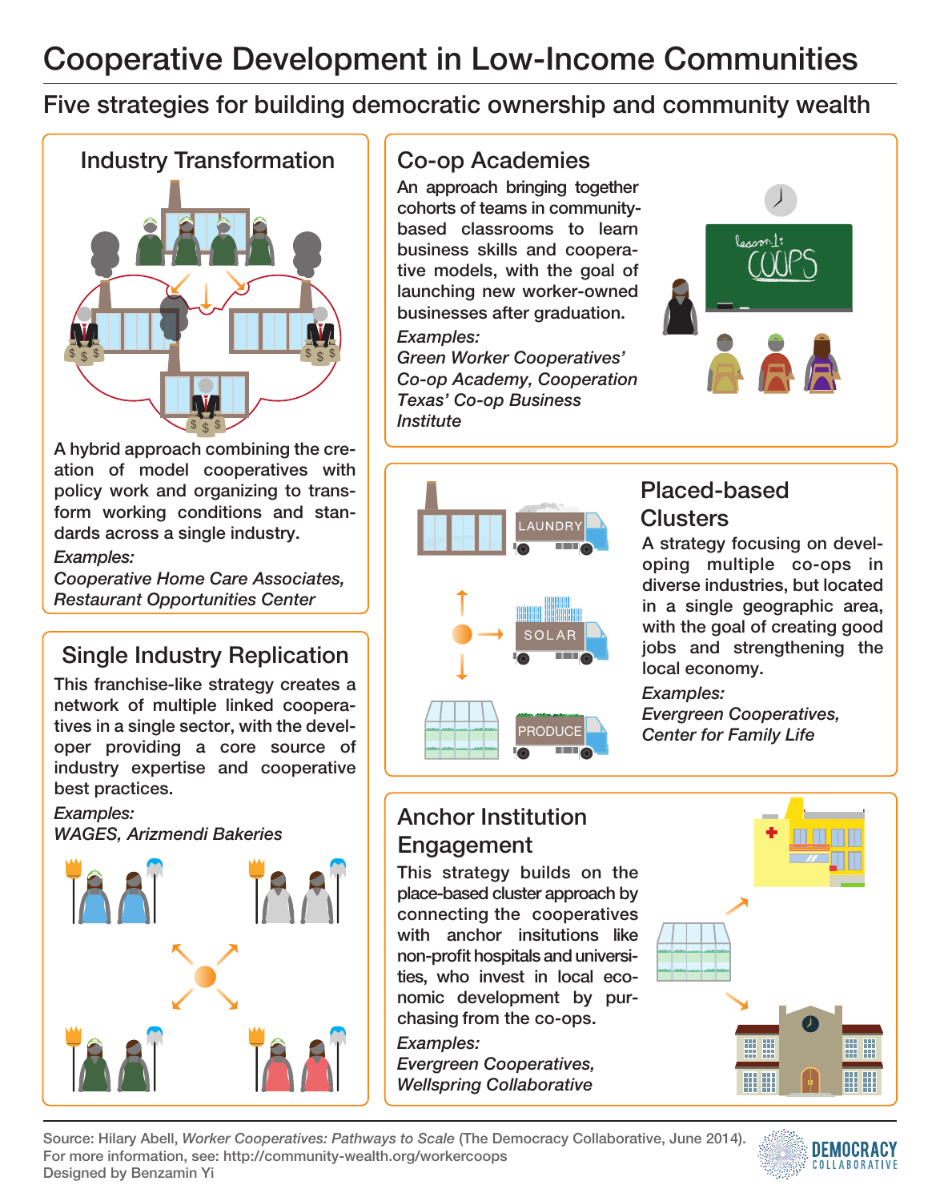# Cooperative Development in Low-Income Communities

## Five strategies for building democratic ownership and community wealth

### Industry Transformation

A hybrid approach combining the creation of model cooperatives with policy work and organizing to transform working conditions and standards across a single industry.

*Examples:*
*Cooperative Home Care Associates, Restaurant Opportunities Center*

### Single Industry Replication

This franchise-like strategy creates a network of multiple linked cooperatives in a single sector, with the developer providing a core source of industry expertise and cooperative best practices.

*Examples:*
*WAGES, Arizmendi Bakeries*

### Co-op Academies

An approach bringing together cohorts of teams in community-based classrooms to learn business skills and cooperative models, with the goal of launching new worker-owned businesses after graduation.

*Examples:*
*Green Worker Cooperatives' Co-op Academy, Cooperation Texas' Co-op Business Institute*

lesson 1: COOPS

### Placed-based Clusters

A strategy focusing on developing multiple co-ops in diverse industries, but located in a single geographic area, with the goal of creating good jobs and strengthening the local economy.

*Examples:*
*Evergreen Cooperatives, Center for Family Life*

LAUNDRY
SOLAR
PRODUCE

### Anchor Institution Engagement

This strategy builds on the place-based cluster approach by connecting the cooperatives with anchor insitutions like non-profit hospitals and universities, who invest in local economic development by purchasing from the co-ops.

*Examples:*
*Evergreen Cooperatives, Wellspring Collaborative*

---

Source: Hilary Abell, *Worker Cooperatives: Pathways to Scale* (The Democracy Collaborative, June 2014).
For more information, see: http://community-wealth.org/workercoops
Designed by Benzamin Yi

DEMOCRACY COLLABORATIVE